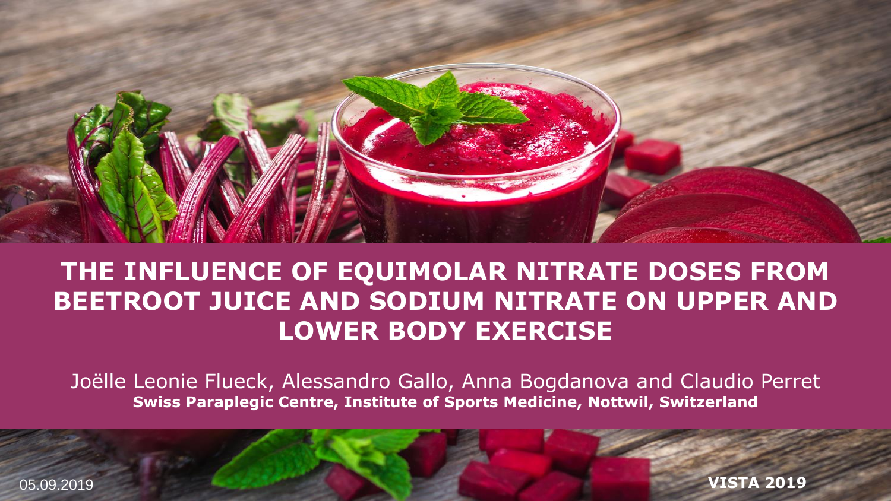# THE INFLUENCE OF EQUIMOLAR NITRATE DOSES FROM BEETROOT JUICE AND SODIUM NITRATE ON UPPER AND LOWER BODY EXERCISE

Joëlle Leonie Flueck, Alessandro Gallo, Anna Bogdanova and Claudio Perret

**Swiss Paraplegic Centre, Institute of Sports Medicine, Nottwil, Switzerland**

05.09.2019

**VISTA 2019**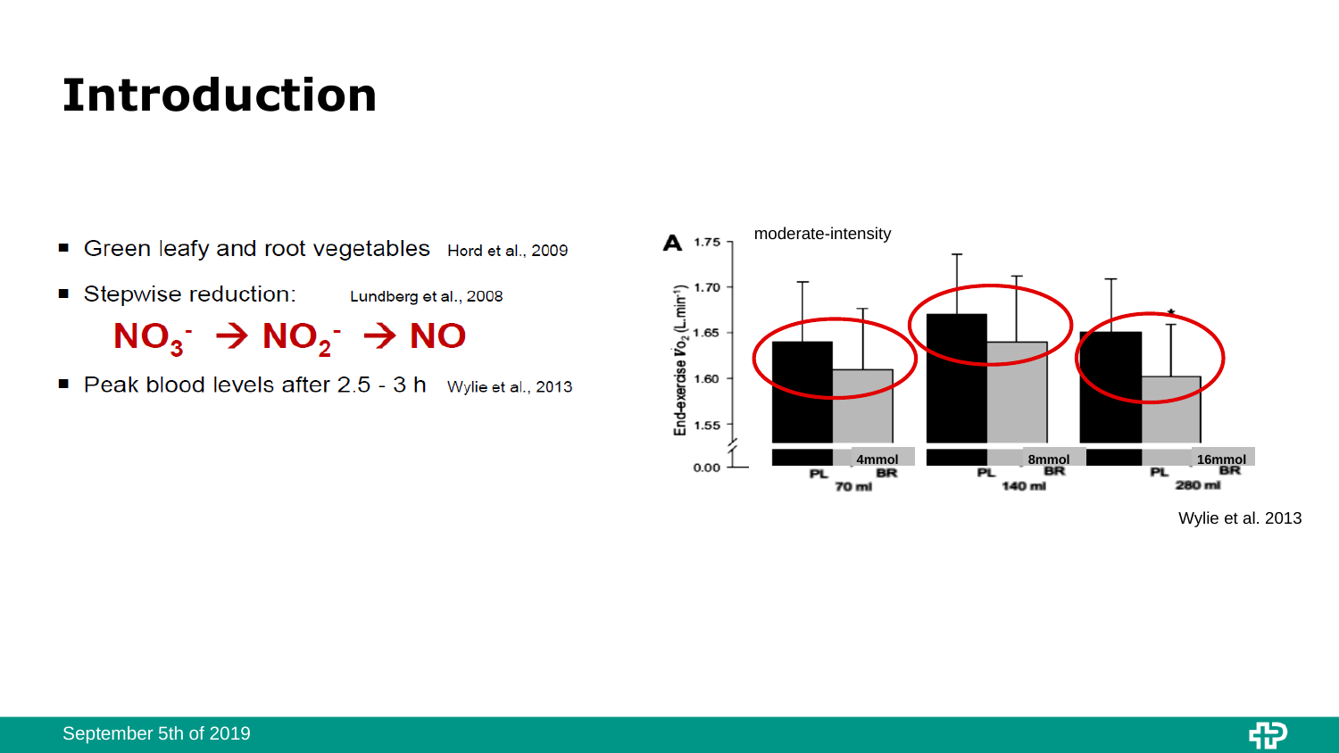# Introduction

- Green leafy and root vegetables Hord et al., 2009
- Stepwise reduction: Lundberg et al., 2008

  $NO_3^- \rightarrow NO_2^- \rightarrow NO$

- Peak blood levels after 2.5 - 3 h Wylie et al., 2013

moderate-intensity

A

| | PL (70 ml, 4mmol) | BR (70 ml, 4mmol) | PL (140 ml, 8mmol) | BR (140 ml, 8mmol) | PL (280 ml, 16mmol) | BR (280 ml, 16mmol) |
| --- | --- | --- | --- | --- | --- | --- |
| End-exercise $\dot{V}O_2$ (L.min$^{-1}$) | ~1.64 | ~1.61 | ~1.67 | ~1.64 | ~1.65 | ~1.60 * |

Wylie et al. 2013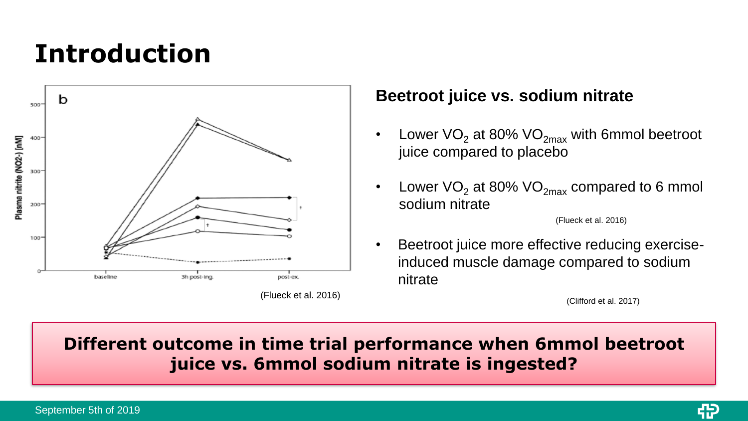# Introduction

(Flueck et al. 2016)

## Beetroot juice vs. sodium nitrate

- Lower $VO_2$ at 80% $VO_{2max}$ with 6mmol beetroot juice compared to placebo
- Lower $VO_2$ at 80% $VO_{2max}$ compared to 6 mmol sodium nitrate

(Flueck et al. 2016)

- Beetroot juice more effective reducing exercise-induced muscle damage compared to sodium nitrate

(Clifford et al. 2017)

**Different outcome in time trial performance when 6mmol beetroot juice vs. 6mmol sodium nitrate is ingested?**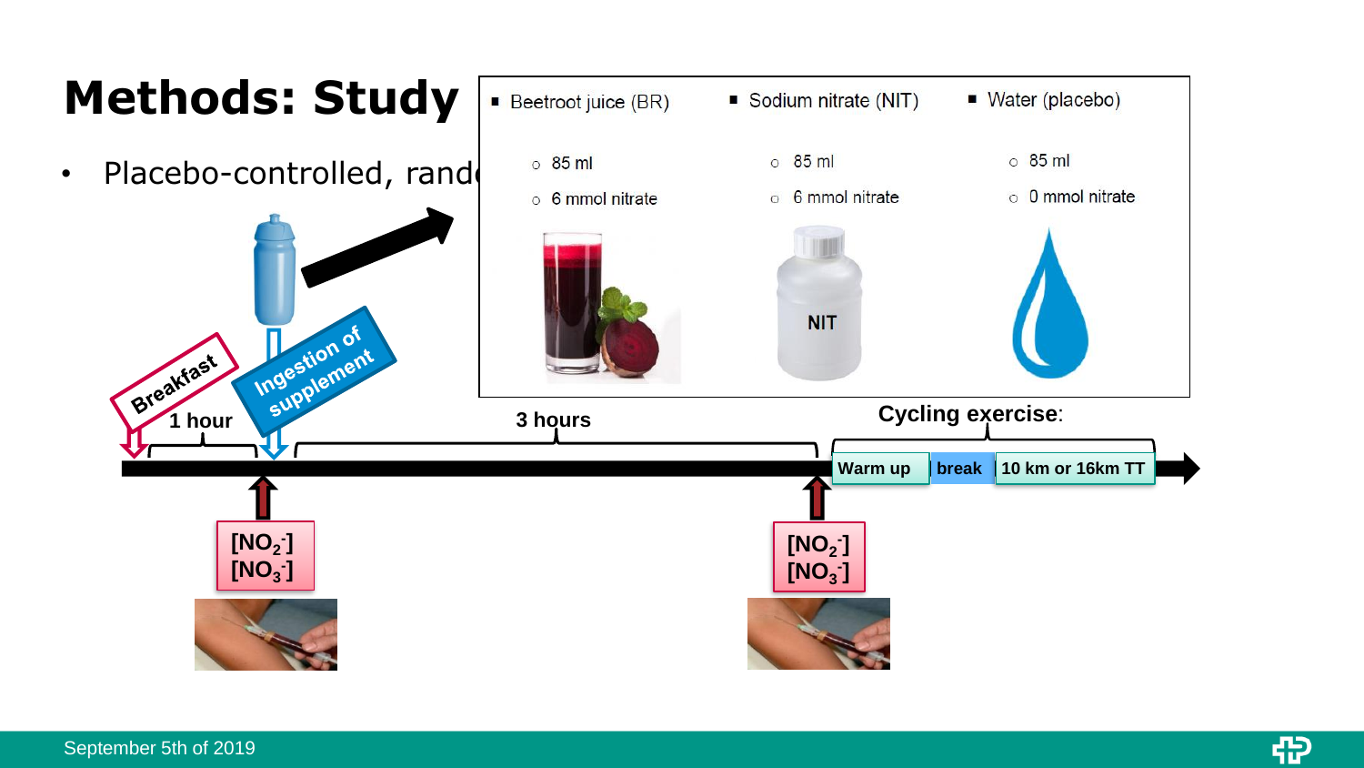# Methods: Study

- Placebo-controlled, rand

| Beetroot juice (BR) | Sodium nitrate (NIT) | Water (placebo) |
|---|---|---|
| 85 ml | 85 ml | 85 ml |
| 6 mmol nitrate | 6 mmol nitrate | 0 mmol nitrate |

NIT

Breakfast

Ingestion of supplement

1 hour

3 hours

**Cycling exercise**:

Warm up | break | 10 km or 16km TT

$[NO_2^-]$
$[NO_3^-]$

$[NO_2^-]$
$[NO_3^-]$

September 5th of 2019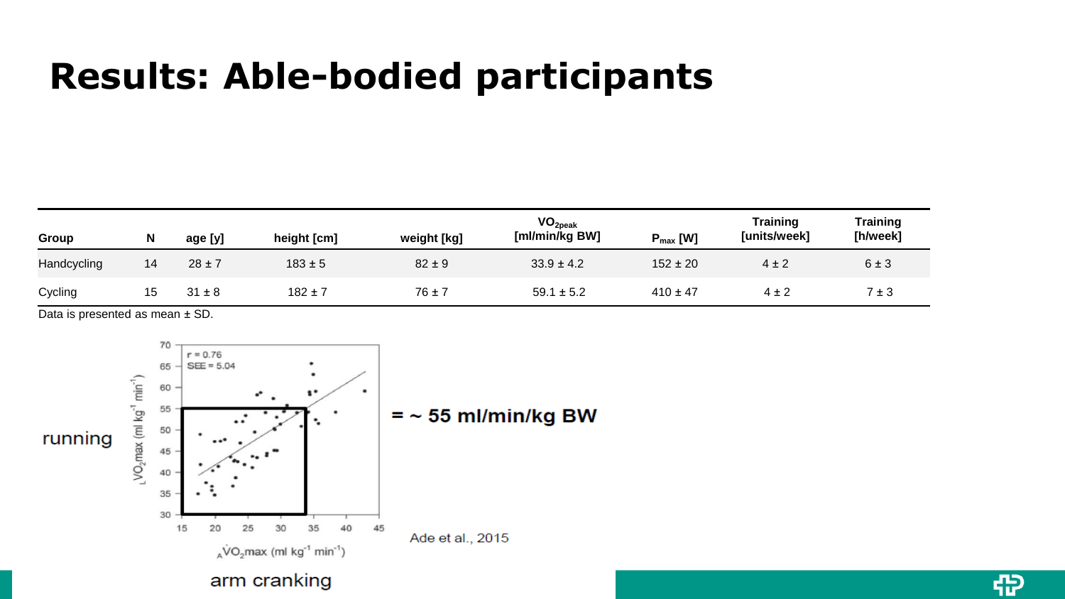# Results: Able-bodied participants

| Group | N | age [y] | height [cm] | weight [kg] | $VO_{2peak}$ [ml/min/kg BW] | $P_{max}$ [W] | Training [units/week] | Training [h/week] |
|---|---|---|---|---|---|---|---|---|
| Handcycling | 14 | 28 ± 7 | 183 ± 5 | 82 ± 9 | 33.9 ± 4.2 | 152 ± 20 | 4 ± 2 | 6 ± 3 |
| Cycling | 15 | 31 ± 8 | 182 ± 7 | 76 ± 7 | 59.1 ± 5.2 | 410 ± 47 | 4 ± 2 | 7 ± 3 |

Data is presented as mean ± SD.

running

r = 0.76
SEE = 5.04

$_{L}\dot{V}O_2max$ (ml kg$^{-1}$ min$^{-1}$)

$_{A}\dot{V}O_2max$ (ml kg$^{-1}$ min$^{-1}$)

arm cranking

= ~ 55 ml/min/kg BW

Ade et al., 2015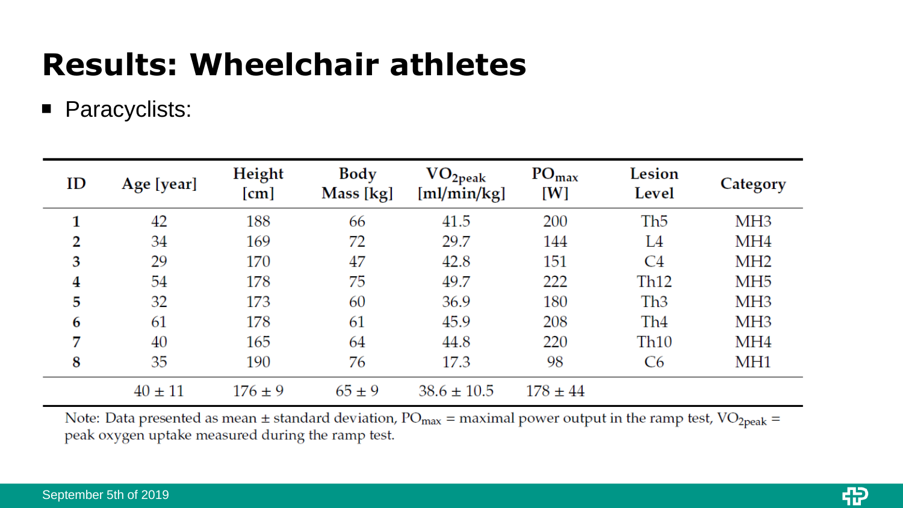# Results: Wheelchair athletes

- Paracyclists:

| ID | Age [year] | Height [cm] | Body Mass [kg] | $VO_{2peak}$ [ml/min/kg] | $PO_{max}$ [W] | Lesion Level | Category |
|---|---|---|---|---|---|---|---|
| **1** | 42 | 188 | 66 | 41.5 | 200 | Th5 | MH3 |
| **2** | 34 | 169 | 72 | 29.7 | 144 | L4 | MH4 |
| **3** | 29 | 170 | 47 | 42.8 | 151 | C4 | MH2 |
| **4** | 54 | 178 | 75 | 49.7 | 222 | Th12 | MH5 |
| **5** | 32 | 173 | 60 | 36.9 | 180 | Th3 | MH3 |
| **6** | 61 | 178 | 61 | 45.9 | 208 | Th4 | MH3 |
| **7** | 40 | 165 | 64 | 44.8 | 220 | Th10 | MH4 |
| **8** | 35 | 190 | 76 | 17.3 | 98 | C6 | MH1 |
| | 40 ± 11 | 176 ± 9 | 65 ± 9 | 38.6 ± 10.5 | 178 ± 44 | | |

Note: Data presented as mean ± standard deviation, $PO_{max}$ = maximal power output in the ramp test, $VO_{2peak}$ = peak oxygen uptake measured during the ramp test.

September 5th of 2019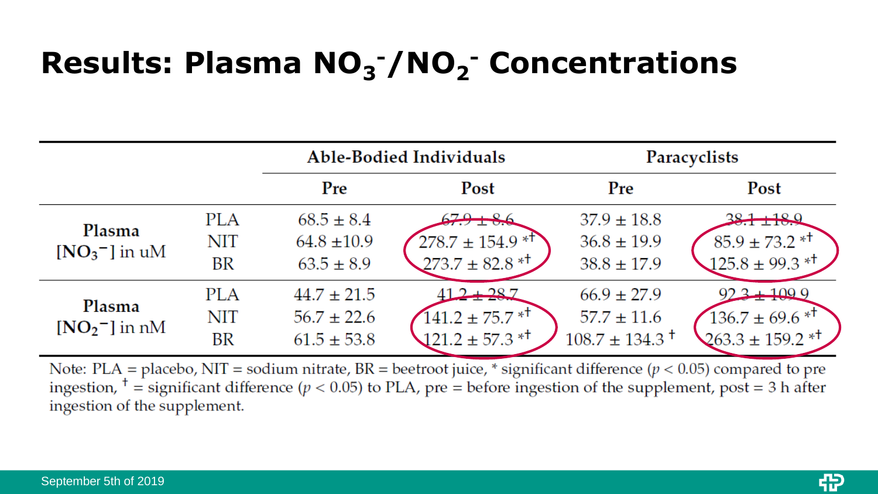# Results: Plasma $NO_3^-$/$NO_2^-$ Concentrations

| | | Able-Bodied Individuals | | Paracyclists | |
|---|---|---|---|---|---|
| | | Pre | Post | Pre | Post |
| Plasma $[NO_3^-]$ in uM | PLA | 68.5 ± 8.4 | 67.9 ± 8.6 | 37.9 ± 18.8 | 38.1 ± 18.9 |
| | NIT | 64.8 ±10.9 | 278.7 ± 154.9 *† | 36.8 ± 19.9 | 85.9 ± 73.2 *† |
| | BR | 63.5 ± 8.9 | 273.7 ± 82.8 *† | 38.8 ± 17.9 | 125.8 ± 99.3 *† |
| Plasma $[NO_2^-]$ in nM | PLA | 44.7 ± 21.5 | 41.2 ± 28.7 | 66.9 ± 27.9 | 92.3 ± 109.9 |
| | NIT | 56.7 ± 22.6 | 141.2 ± 75.7 *† | 57.7 ± 11.6 | 136.7 ± 69.6 *† |
| | BR | 61.5 ± 53.8 | 121.2 ± 57.3 *† | 108.7 ± 134.3 † | 263.3 ± 159.2 *† |

Note: PLA = placebo, NIT = sodium nitrate, BR = beetroot juice, * significant difference ($p < 0.05$) compared to pre ingestion, † = significant difference ($p < 0.05$) to PLA, pre = before ingestion of the supplement, post = 3 h after ingestion of the supplement.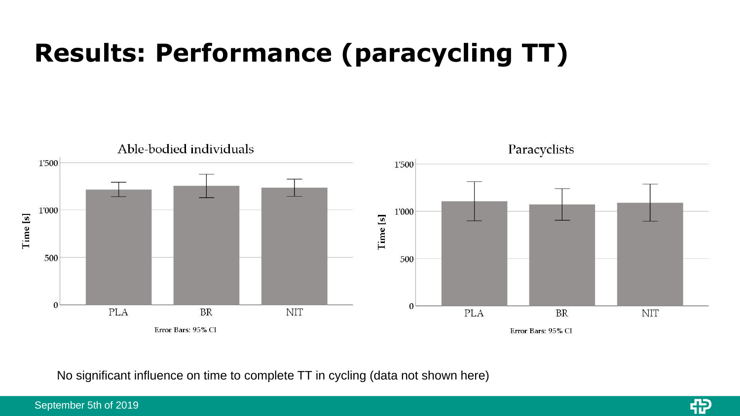# Results: Performance (paracycling TT)

Able-bodied individuals

Paracyclists

Error Bars: 95% CI

Error Bars: 95% CI

No significant influence on time to complete TT in cycling (data not shown here)

September 5th of 2019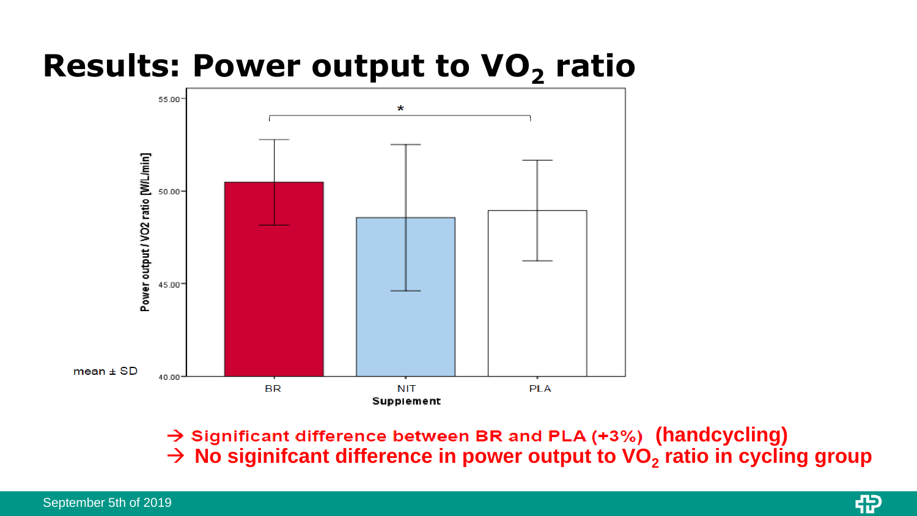# Results: Power output to $VO_2$ ratio

mean ± SD

→ Significant difference between BR and PLA (+3%) (handcycling)
→ No siginifcant difference in power output to $VO_2$ ratio in cycling group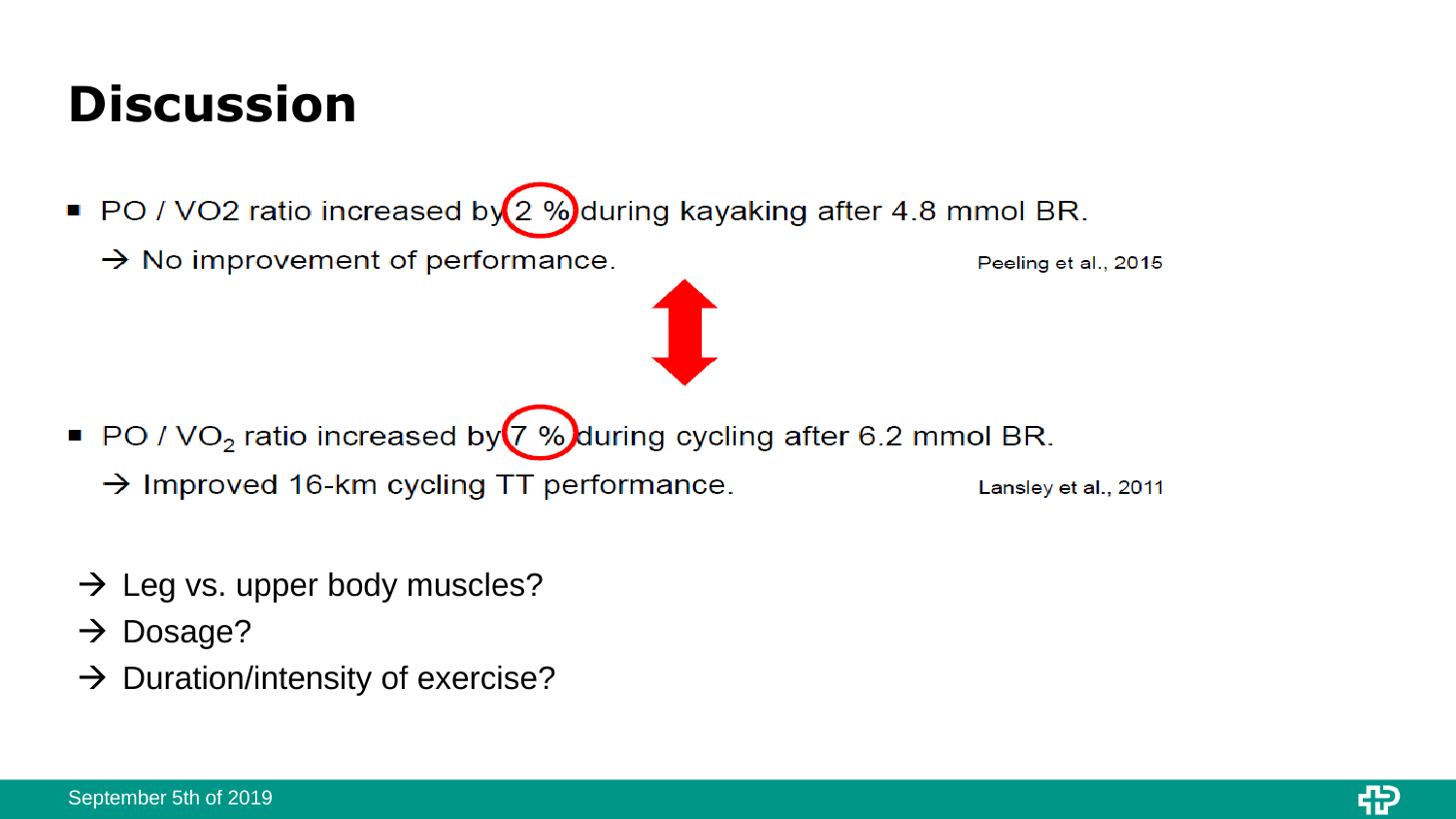# Discussion

- PO / VO2 ratio increased by 2 % during kayaking after 4.8 mmol BR.
  → No improvement of performance. Peeling et al., 2015

- PO / $VO_2$ ratio increased by 7 % during cycling after 6.2 mmol BR.
  → Improved 16-km cycling TT performance. Lansley et al., 2011

→ Leg vs. upper body muscles?
→ Dosage?
→ Duration/intensity of exercise?

September 5th of 2019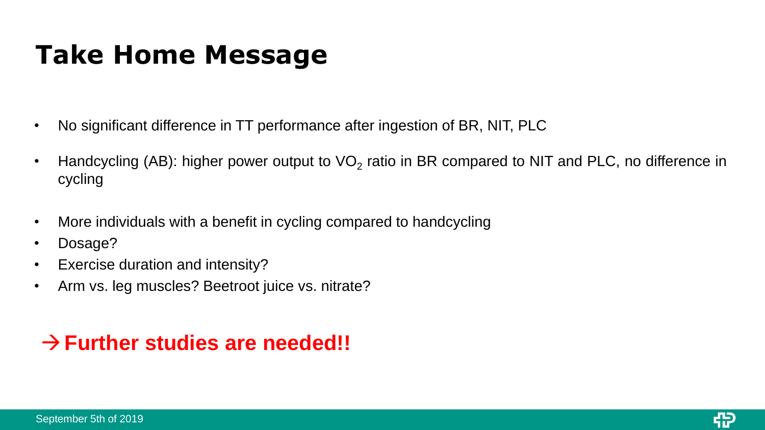# Take Home Message

- No significant difference in TT performance after ingestion of BR, NIT, PLC
- Handcycling (AB): higher power output to $VO_2$ ratio in BR compared to NIT and PLC, no difference in cycling
- More individuals with a benefit in cycling compared to handcycling
- Dosage?
- Exercise duration and intensity?
- Arm vs. leg muscles? Beetroot juice vs. nitrate?

**→ Further studies are needed!!**